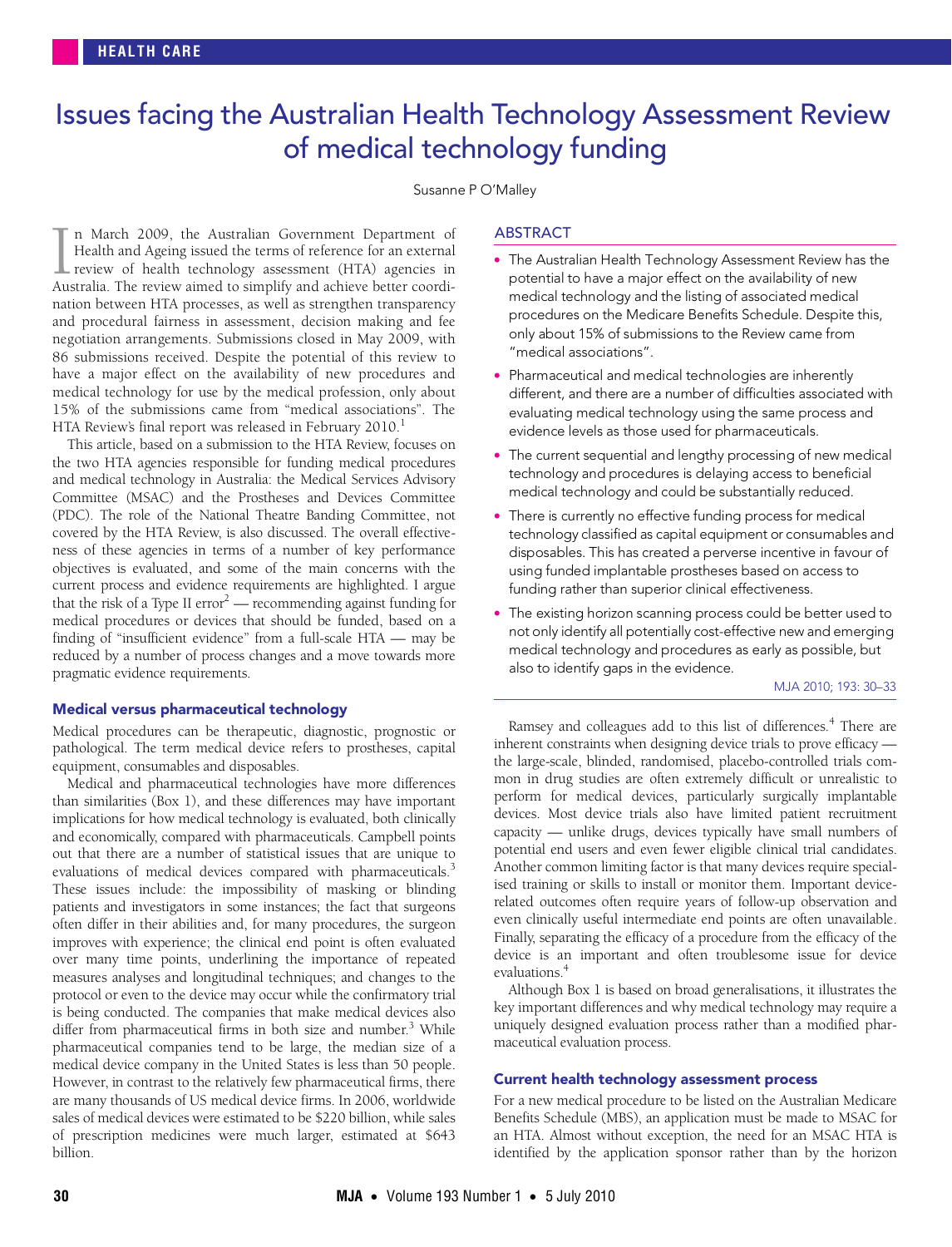# Issues facing the Australian Health Technology Assessment Review of medical technology funding

Susanne P O'Malley

## ABSTRACT

- The Australian Health Technology Assessment Review has the potential to have a major effect on the availability of new medical technology and the listing of associated medical procedures on the Medicare Benefits Schedule. Despite this, only about 15% of submissions to the Review came from "medical associations".
- Pharmaceutical and medical technologies are inherently different, and there are a number of difficulties associated with evaluating medical technology using the same process and evidence levels as those used for pharmaceuticals.
- The current sequential and lengthy processing of new medical technology and procedures is delaying access to beneficial medical technology and could be substantially reduced.
- There is currently no effective funding process for medical technology classified as capital equipment or consumables and disposables. This has created a perverse incentive in favour of using funded implantable prostheses based on access to funding rather than superior clinical effectiveness.
- The existing horizon scanning process could be better used to not only identify all potentially cost-effective new and emerging medical technology and procedures as early as possible, but also to identify gaps in the evidence.

MJA 2010; 193: 30–33

In March 2009, the Australian Government Department of Health and Ageing issued the terms of reference for an external review of health technology assessment (HTA) agencies in Australia. The review aimed to simplify and achieve better coordination between HTA processes, as well as strengthen transparency and procedural fairness in assessment, decision making and fee negotiation arrangements. Submissions closed in May 2009, with 86 submissions received. Despite the potential of this review to have a major effect on the availability of new procedures and medical technology for use by the medical profession, only about 15% of the submissions came from "medical associations". The HTA Review's final report was released in February 2010.[1]

This article, based on a submission to the HTA Review, focuses on the two HTA agencies responsible for funding medical procedures and medical technology in Australia: the Medical Services Advisory Committee (MSAC) and the Prostheses and Devices Committee (PDC). The role of the National Theatre Banding Committee, not covered by the HTA Review, is also discussed. The overall effectiveness of these agencies in terms of a number of key performance objectives is evaluated, and some of the main concerns with the current process and evidence requirements are highlighted. I argue that the risk of a Type II error[2] — recommending against funding for medical procedures or devices that should be funded, based on a finding of "insufficient evidence" from a full-scale HTA — may be reduced by a number of process changes and a move towards more pragmatic evidence requirements.

### Medical versus pharmaceutical technology

Medical procedures can be therapeutic, diagnostic, prognostic or pathological. The term medical device refers to prostheses, capital equipment, consumables and disposables.

Medical and pharmaceutical technologies have more differences than similarities (Box 1), and these differences may have important implications for how medical technology is evaluated, both clinically and economically, compared with pharmaceuticals. Campbell points out that there are a number of statistical issues that are unique to evaluations of medical devices compared with pharmaceuticals.[3] These issues include: the impossibility of masking or blinding patients and investigators in some instances; the fact that surgeons often differ in their abilities and, for many procedures, the surgeon improves with experience; the clinical end point is often evaluated over many time points, underlining the importance of repeated measures analyses and longitudinal techniques; and changes to the protocol or even to the device may occur while the confirmatory trial is being conducted. The companies that make medical devices also differ from pharmaceutical firms in both size and number.[3] While pharmaceutical companies tend to be large, the median size of a medical device company in the United States is less than 50 people. However, in contrast to the relatively few pharmaceutical firms, there are many thousands of US medical device firms. In 2006, worldwide sales of medical devices were estimated to be $220 billion, while sales of prescription medicines were much larger, estimated at $643 billion.

Ramsey and colleagues add to this list of differences.[4] There are inherent constraints when designing device trials to prove efficacy — the large-scale, blinded, randomised, placebo-controlled trials common in drug studies are often extremely difficult or unrealistic to perform for medical devices, particularly surgically implantable devices. Most device trials also have limited patient recruitment capacity — unlike drugs, devices typically have small numbers of potential end users and even fewer eligible clinical trial candidates. Another common limiting factor is that many devices require specialised training or skills to install or monitor them. Important device-related outcomes often require years of follow-up observation and even clinically useful intermediate end points are often unavailable. Finally, separating the efficacy of a procedure from the efficacy of the device is an important and often troublesome issue for device evaluations.[4]

Although Box 1 is based on broad generalisations, it illustrates the key important differences and why medical technology may require a uniquely designed evaluation process rather than a modified pharmaceutical evaluation process.

### Current health technology assessment process

For a new medical procedure to be listed on the Australian Medicare Benefits Schedule (MBS), an application must be made to MSAC for an HTA. Almost without exception, the need for an MSAC HTA is identified by the application sponsor rather than by the horizon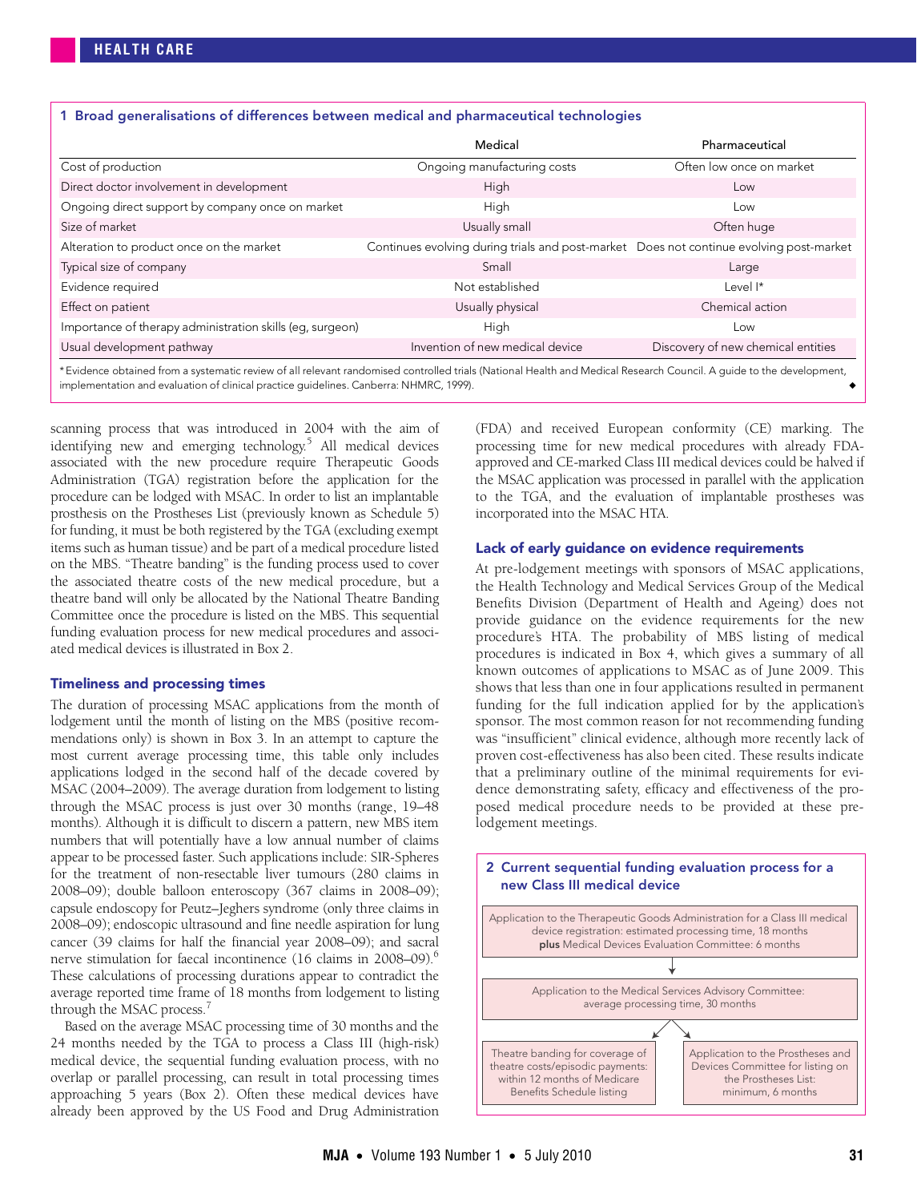**1 Broad generalisations of differences between medical and pharmaceutical technologies**

| | Medical | Pharmaceutical |
|---|---|---|
| Cost of production | Ongoing manufacturing costs | Often low once on market |
| Direct doctor involvement in development | High | Low |
| Ongoing direct support by company once on market | High | Low |
| Size of market | Usually small | Often huge |
| Alteration to product once on the market | Continues evolving during trials and post-market | Does not continue evolving post-market |
| Typical size of company | Small | Large |
| Evidence required | Not established | Level I* |
| Effect on patient | Usually physical | Chemical action |
| Importance of therapy administration skills (eg, surgeon) | High | Low |
| Usual development pathway | Invention of new medical device | Discovery of new chemical entities |

* Evidence obtained from a systematic review of all relevant randomised controlled trials (National Health and Medical Research Council. A guide to the development, implementation and evaluation of clinical practice guidelines. Canberra: NHMRC, 1999).

scanning process that was introduced in 2004 with the aim of identifying new and emerging technology.[5] All medical devices associated with the new procedure require Therapeutic Goods Administration (TGA) registration before the application for the procedure can be lodged with MSAC. In order to list an implantable prosthesis on the Prostheses List (previously known as Schedule 5) for funding, it must be both registered by the TGA (excluding exempt items such as human tissue) and be part of a medical procedure listed on the MBS. "Theatre banding" is the funding process used to cover the associated theatre costs of the new medical procedure, but a theatre band will only be allocated by the National Theatre Banding Committee once the procedure is listed on the MBS. This sequential funding evaluation process for new medical procedures and associated medical devices is illustrated in Box 2.

### Timeliness and processing times

The duration of processing MSAC applications from the month of lodgement until the month of listing on the MBS (positive recommendations only) is shown in Box 3. In an attempt to capture the most current average processing time, this table only includes applications lodged in the second half of the decade covered by MSAC (2004–2009). The average duration from lodgement to listing through the MSAC process is just over 30 months (range, 19–48 months). Although it is difficult to discern a pattern, new MBS item numbers that will potentially have a low annual number of claims appear to be processed faster. Such applications include: SIR-Spheres for the treatment of non-resectable liver tumours (280 claims in 2008–09); double balloon enteroscopy (367 claims in 2008–09); capsule endoscopy for Peutz–Jeghers syndrome (only three claims in 2008–09); endoscopic ultrasound and fine needle aspiration for lung cancer (39 claims for half the financial year 2008–09); and sacral nerve stimulation for faecal incontinence (16 claims in 2008–09).[6] These calculations of processing durations appear to contradict the average reported time frame of 18 months from lodgement to listing through the MSAC process.[7]

Based on the average MSAC processing time of 30 months and the 24 months needed by the TGA to process a Class III (high-risk) medical device, the sequential funding evaluation process, with no overlap or parallel processing, can result in total processing times approaching 5 years (Box 2). Often these medical devices have already been approved by the US Food and Drug Administration (FDA) and received European conformity (CE) marking. The processing time for new medical procedures with already FDA-approved and CE-marked Class III medical devices could be halved if the MSAC application was processed in parallel with the application to the TGA, and the evaluation of implantable prostheses was incorporated into the MSAC HTA.

### Lack of early guidance on evidence requirements

At pre-lodgement meetings with sponsors of MSAC applications, the Health Technology and Medical Services Group of the Medical Benefits Division (Department of Health and Ageing) does not provide guidance on the evidence requirements for the new procedure's HTA. The probability of MBS listing of medical procedures is indicated in Box 4, which gives a summary of all known outcomes of applications to MSAC as of June 2009. This shows that less than one in four applications resulted in permanent funding for the full indication applied for by the application's sponsor. The most common reason for not recommending funding was "insufficient" clinical evidence, although more recently lack of proven cost-effectiveness has also been cited. These results indicate that a preliminary outline of the minimal requirements for evidence demonstrating safety, efficacy and effectiveness of the proposed medical procedure needs to be provided at these pre-lodgement meetings.

**2 Current sequential funding evaluation process for a new Class III medical device**

Application to the Therapeutic Goods Administration for a Class III medical device registration: estimated processing time, 18 months **plus** Medical Devices Evaluation Committee: 6 months

↓

Application to the Medical Services Advisory Committee: average processing time, 30 months

↓

- Theatre banding for coverage of theatre costs/episodic payments: within 12 months of Medicare Benefits Schedule listing
- Application to the Prostheses and Devices Committee for listing on the Prostheses List: minimum, 6 months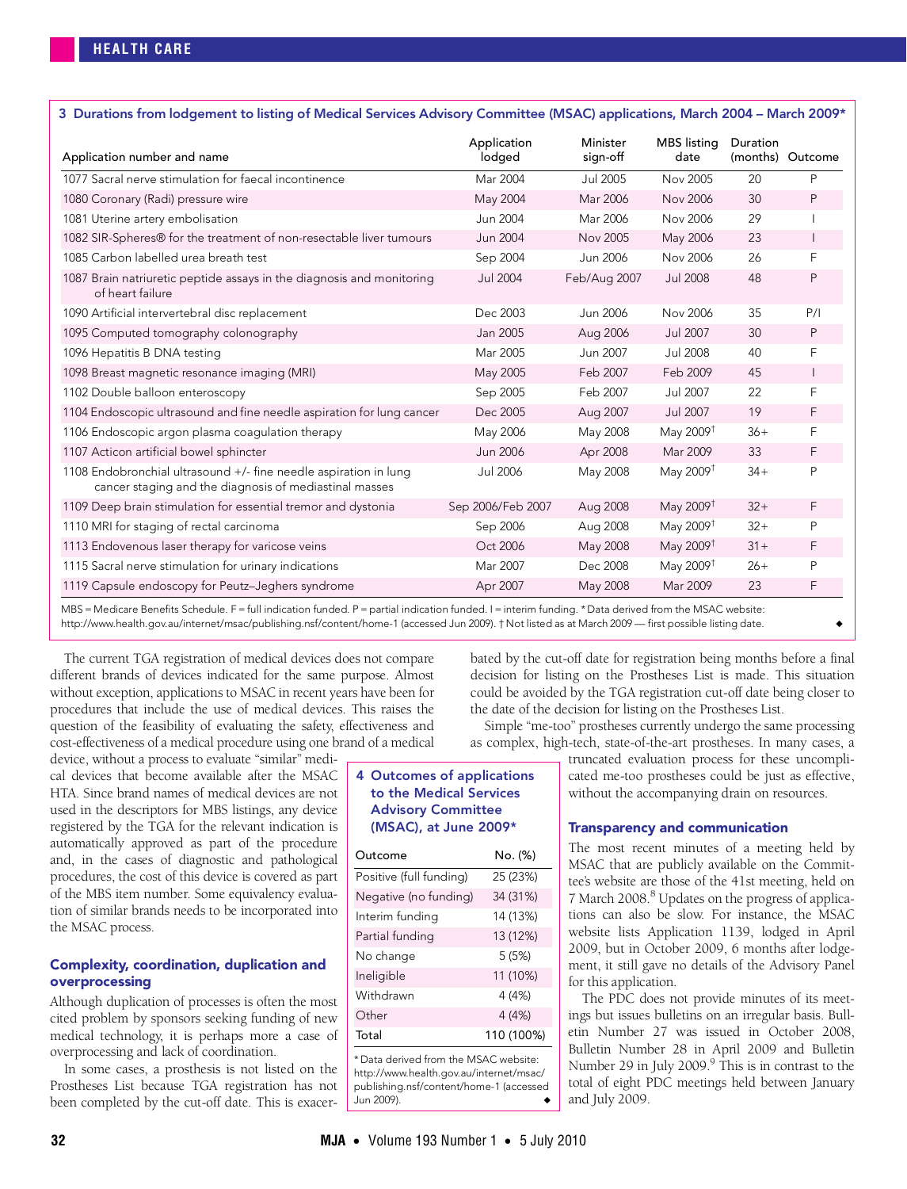**3 Durations from lodgement to listing of Medical Services Advisory Committee (MSAC) applications, March 2004 – March 2009***

| Application number and name | Application lodged | Minister sign-off | MBS listing date | Duration (months) | Outcome |
|---|---|---|---|---|---|
| 1077 Sacral nerve stimulation for faecal incontinence | Mar 2004 | Jul 2005 | Nov 2005 | 20 | P |
| 1080 Coronary (Radi) pressure wire | May 2004 | Mar 2006 | Nov 2006 | 30 | P |
| 1081 Uterine artery embolisation | Jun 2004 | Mar 2006 | Nov 2006 | 29 | I |
| 1082 SIR-Spheres® for the treatment of non-resectable liver tumours | Jun 2004 | Nov 2005 | May 2006 | 23 | I |
| 1085 Carbon labelled urea breath test | Sep 2004 | Jun 2006 | Nov 2006 | 26 | F |
| 1087 Brain natriuretic peptide assays in the diagnosis and monitoring of heart failure | Jul 2004 | Feb/Aug 2007 | Jul 2008 | 48 | P |
| 1090 Artificial intervertebral disc replacement | Dec 2003 | Jun 2006 | Nov 2006 | 35 | P/I |
| 1095 Computed tomography colonography | Jan 2005 | Aug 2006 | Jul 2007 | 30 | P |
| 1096 Hepatitis B DNA testing | Mar 2005 | Jun 2007 | Jul 2008 | 40 | F |
| 1098 Breast magnetic resonance imaging (MRI) | May 2005 | Feb 2007 | Feb 2009 | 45 | I |
| 1102 Double balloon enteroscopy | Sep 2005 | Feb 2007 | Jul 2007 | 22 | F |
| 1104 Endoscopic ultrasound and fine needle aspiration for lung cancer | Dec 2005 | Aug 2007 | Jul 2007 | 19 | F |
| 1106 Endoscopic argon plasma coagulation therapy | May 2006 | May 2008 | May 2009† | 36+ | F |
| 1107 Acticon artificial bowel sphincter | Jun 2006 | Apr 2008 | Mar 2009 | 33 | F |
| 1108 Endobronchial ultrasound +/- fine needle aspiration in lung cancer staging and the diagnosis of mediastinal masses | Jul 2006 | May 2008 | May 2009† | 34+ | P |
| 1109 Deep brain stimulation for essential tremor and dystonia | Sep 2006/Feb 2007 | Aug 2008 | May 2009† | 32+ | F |
| 1110 MRI for staging of rectal carcinoma | Sep 2006 | Aug 2008 | May 2009† | 32+ | P |
| 1113 Endovenous laser therapy for varicose veins | Oct 2006 | May 2008 | May 2009† | 31+ | F |
| 1115 Sacral nerve stimulation for urinary indications | Mar 2007 | Dec 2008 | May 2009† | 26+ | P |
| 1119 Capsule endoscopy for Peutz–Jeghers syndrome | Apr 2007 | May 2008 | Mar 2009 | 23 | F |

MBS = Medicare Benefits Schedule. F = full indication funded. P = partial indication funded. I = interim funding. * Data derived from the MSAC website: http://www.health.gov.au/internet/msac/publishing.nsf/content/home-1 (accessed Jun 2009). † Not listed as at March 2009 — first possible listing date.

The current TGA registration of medical devices does not compare different brands of devices indicated for the same purpose. Almost without exception, applications to MSAC in recent years have been for procedures that include the use of medical devices. This raises the question of the feasibility of evaluating the safety, effectiveness and cost-effectiveness of a medical procedure using one brand of a medical device, without a process to evaluate "similar" medical devices that become available after the MSAC HTA. Since brand names of medical devices are not used in the descriptors for MBS listings, any device registered by the TGA for the relevant indication is automatically approved as part of the procedure and, in the cases of diagnostic and pathological procedures, the cost of this device is covered as part of the MBS item number. Some equivalency evaluation of similar brands needs to be incorporated into the MSAC process.

**4 Outcomes of applications to the Medical Services Advisory Committee (MSAC), at June 2009***

| Outcome | No. (%) |
|---|---|
| Positive (full funding) | 25 (23%) |
| Negative (no funding) | 34 (31%) |
| Interim funding | 14 (13%) |
| Partial funding | 13 (12%) |
| No change | 5 (5%) |
| Ineligible | 11 (10%) |
| Withdrawn | 4 (4%) |
| Other | 4 (4%) |
| Total | 110 (100%) |

* Data derived from the MSAC website: http://www.health.gov.au/internet/msac/publishing.nsf/content/home-1 (accessed Jun 2009).

## Complexity, coordination, duplication and overprocessing

Although duplication of processes is often the most cited problem by sponsors seeking funding of new medical technology, it is perhaps more a case of overprocessing and lack of coordination.

In some cases, a prosthesis is not listed on the Prostheses List because TGA registration has not been completed by the cut-off date. This is exacerbated by the cut-off date for registration being months before a final decision for listing on the Prostheses List is made. This situation could be avoided by the TGA registration cut-off date being closer to the date of the decision for listing on the Prostheses List.

Simple "me-too" prostheses currently undergo the same processing as complex, high-tech, state-of-the-art prostheses. In many cases, a truncated evaluation process for these uncomplicated me-too prostheses could be just as effective, without the accompanying drain on resources.

## Transparency and communication

The most recent minutes of a meeting held by MSAC that are publicly available on the Committee's website are those of the 41st meeting, held on 7 March 2008.[8] Updates on the progress of applications can also be slow. For instance, the MSAC website lists Application 1139, lodged in April 2009, but in October 2009, 6 months after lodgement, it still gave no details of the Advisory Panel for this application.

The PDC does not provide minutes of its meetings but issues bulletins on an irregular basis. Bulletin Number 27 was issued in October 2008, Bulletin Number 28 in April 2009 and Bulletin Number 29 in July 2009.[9] This is in contrast to the total of eight PDC meetings held between January and July 2009.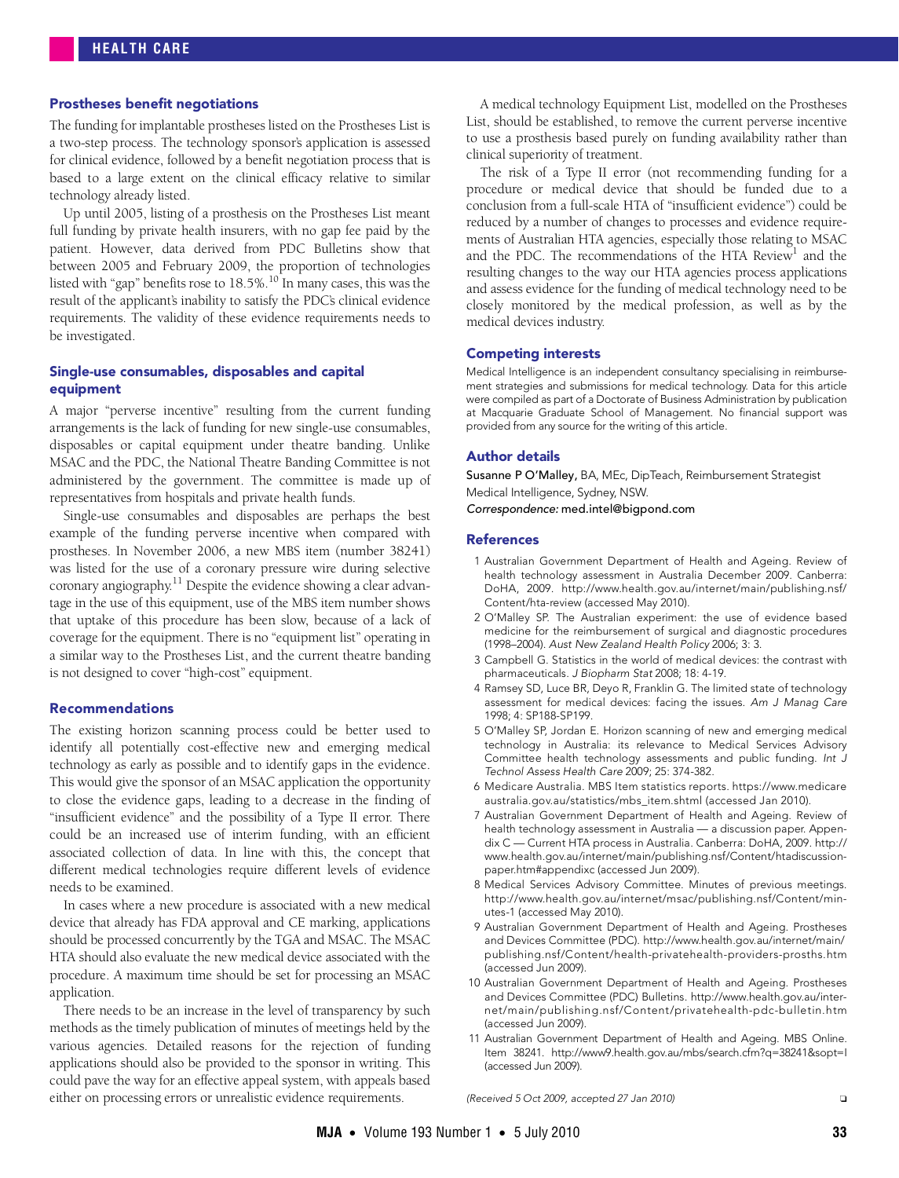## Prostheses benefit negotiations

The funding for implantable prostheses listed on the Prostheses List is a two-step process. The technology sponsor's application is assessed for clinical evidence, followed by a benefit negotiation process that is based to a large extent on the clinical efficacy relative to similar technology already listed.

Up until 2005, listing of a prosthesis on the Prostheses List meant full funding by private health insurers, with no gap fee paid by the patient. However, data derived from PDC Bulletins show that between 2005 and February 2009, the proportion of technologies listed with "gap" benefits rose to 18.5%.[10] In many cases, this was the result of the applicant's inability to satisfy the PDC's clinical evidence requirements. The validity of these evidence requirements needs to be investigated.

## Single-use consumables, disposables and capital equipment

A major "perverse incentive" resulting from the current funding arrangements is the lack of funding for new single-use consumables, disposables or capital equipment under theatre banding. Unlike MSAC and the PDC, the National Theatre Banding Committee is not administered by the government. The committee is made up of representatives from hospitals and private health funds.

Single-use consumables and disposables are perhaps the best example of the funding perverse incentive when compared with prostheses. In November 2006, a new MBS item (number 38241) was listed for the use of a coronary pressure wire during selective coronary angiography.[11] Despite the evidence showing a clear advantage in the use of this equipment, use of the MBS item number shows that uptake of this procedure has been slow, because of a lack of coverage for the equipment. There is no "equipment list" operating in a similar way to the Prostheses List, and the current theatre banding is not designed to cover "high-cost" equipment.

## Recommendations

The existing horizon scanning process could be better used to identify all potentially cost-effective new and emerging medical technology as early as possible and to identify gaps in the evidence. This would give the sponsor of an MSAC application the opportunity to close the evidence gaps, leading to a decrease in the finding of "insufficient evidence" and the possibility of a Type II error. There could be an increased use of interim funding, with an efficient associated collection of data. In line with this, the concept that different medical technologies require different levels of evidence needs to be examined.

In cases where a new procedure is associated with a new medical device that already has FDA approval and CE marking, applications should be processed concurrently by the TGA and MSAC. The MSAC HTA should also evaluate the new medical device associated with the procedure. A maximum time should be set for processing an MSAC application.

There needs to be an increase in the level of transparency by such methods as the timely publication of minutes of meetings held by the various agencies. Detailed reasons for the rejection of funding applications should also be provided to the sponsor in writing. This could pave the way for an effective appeal system, with appeals based either on processing errors or unrealistic evidence requirements.

A medical technology Equipment List, modelled on the Prostheses List, should be established, to remove the current perverse incentive to use a prosthesis based purely on funding availability rather than clinical superiority of treatment.

The risk of a Type II error (not recommending funding for a procedure or medical device that should be funded due to a conclusion from a full-scale HTA of "insufficient evidence") could be reduced by a number of changes to processes and evidence requirements of Australian HTA agencies, especially those relating to MSAC and the PDC. The recommendations of the HTA Review[1] and the resulting changes to the way our HTA agencies process applications and assess evidence for the funding of medical technology need to be closely monitored by the medical profession, as well as by the medical devices industry.

## Competing interests

Medical Intelligence is an independent consultancy specialising in reimbursement strategies and submissions for medical technology. Data for this article were compiled as part of a Doctorate of Business Administration by publication at Macquarie Graduate School of Management. No financial support was provided from any source for the writing of this article.

## Author details

Susanne P O'Malley, BA, MEc, DipTeach, Reimbursement Strategist
Medical Intelligence, Sydney, NSW.
*Correspondence:* med.intel@bigpond.com

## References

1. Australian Government Department of Health and Ageing. Review of health technology assessment in Australia December 2009. Canberra: DoHA, 2009. http://www.health.gov.au/internet/main/publishing.nsf/Content/hta-review (accessed May 2010).
2. O'Malley SP. The Australian experiment: the use of evidence based medicine for the reimbursement of surgical and diagnostic procedures (1998–2004). *Aust New Zealand Health Policy* 2006; 3: 3.
3. Campbell G. Statistics in the world of medical devices: the contrast with pharmaceuticals. *J Biopharm Stat* 2008; 18: 4-19.
4. Ramsey SD, Luce BR, Deyo R, Franklin G. The limited state of technology assessment for medical devices: facing the issues. *Am J Manag Care* 1998; 4: SP188-SP199.
5. O'Malley SP, Jordan E. Horizon scanning of new and emerging medical technology in Australia: its relevance to Medical Services Advisory Committee health technology assessments and public funding. *Int J Technol Assess Health Care* 2009; 25: 374-382.
6. Medicare Australia. MBS Item statistics reports. https://www.medicareaustralia.gov.au/statistics/mbs_item.shtml (accessed Jan 2010).
7. Australian Government Department of Health and Ageing. Review of health technology assessment in Australia — a discussion paper. Appendix C — Current HTA process in Australia. Canberra: DoHA, 2009. http://www.health.gov.au/internet/main/publishing.nsf/Content/htadiscussion-paper.htm#appendixc (accessed Jun 2009).
8. Medical Services Advisory Committee. Minutes of previous meetings. http://www.health.gov.au/internet/msac/publishing.nsf/Content/minutes-1 (accessed May 2010).
9. Australian Government Department of Health and Ageing. Prostheses and Devices Committee (PDC). http://www.health.gov.au/internet/main/publishing.nsf/Content/health-privatehealth-providers-prosths.htm (accessed Jun 2009).
10. Australian Government Department of Health and Ageing. Prostheses and Devices Committee (PDC) Bulletins. http://www.health.gov.au/internet/main/publishing.nsf/Content/privatehealth-pdc-bulletin.htm (accessed Jun 2009).
11. Australian Government Department of Health and Ageing. MBS Online. Item 38241. http://www9.health.gov.au/mbs/search.cfm?q=38241&sopt=I (accessed Jun 2009).

*(Received 5 Oct 2009, accepted 27 Jan 2010)*